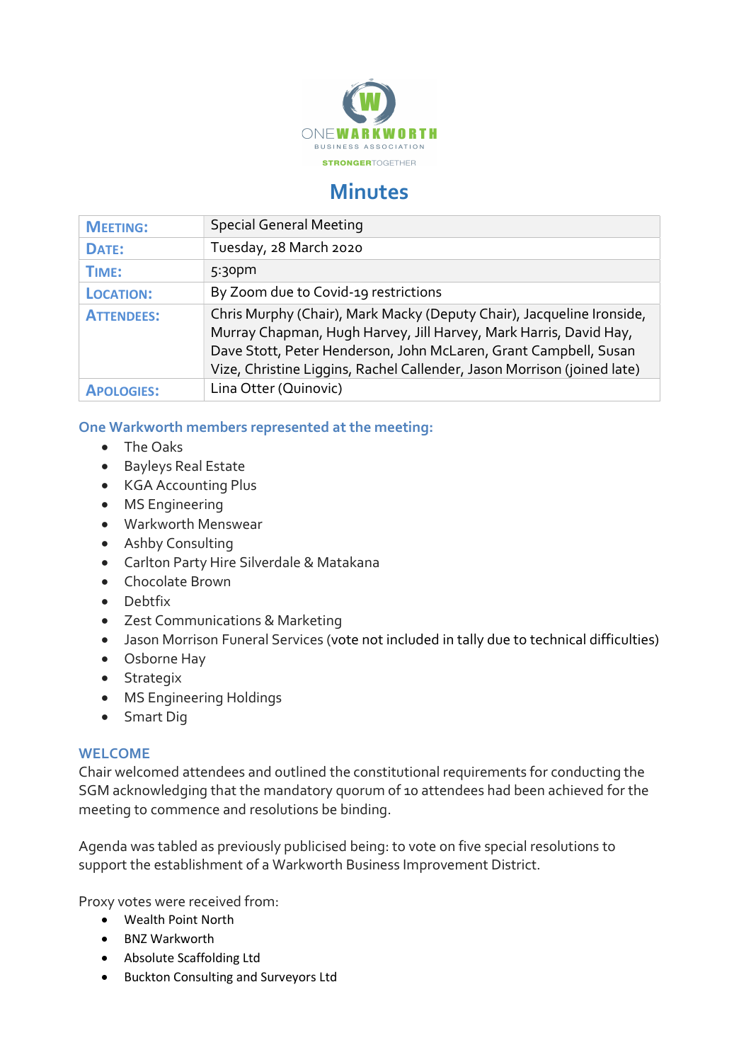ONE WARKWORTH
BUSINESS ASSOCIATION
STRONGERTOGETHER

# Minutes

| | |
|---|---|
| **MEETING:** | Special General Meeting |
| **DATE:** | Tuesday, 28 March 2020 |
| **TIME:** | 5:30pm |
| **LOCATION:** | By Zoom due to Covid-19 restrictions |
| **ATTENDEES:** | Chris Murphy (Chair), Mark Macky (Deputy Chair), Jacqueline Ironside, Murray Chapman, Hugh Harvey, Jill Harvey, Mark Harris, David Hay, Dave Stott, Peter Henderson, John McLaren, Grant Campbell, Susan Vize, Christine Liggins, Rachel Callender, Jason Morrison (joined late) |
| **APOLOGIES:** | Lina Otter (Quinovic) |

### One Warkworth members represented at the meeting:

- The Oaks
- Bayleys Real Estate
- KGA Accounting Plus
- MS Engineering
- Warkworth Menswear
- Ashby Consulting
- Carlton Party Hire Silverdale & Matakana
- Chocolate Brown
- Debtfix
- Zest Communications & Marketing
- Jason Morrison Funeral Services (vote not included in tally due to technical difficulties)
- Osborne Hay
- Strategix
- MS Engineering Holdings
- Smart Dig

### WELCOME

Chair welcomed attendees and outlined the constitutional requirements for conducting the SGM acknowledging that the mandatory quorum of 10 attendees had been achieved for the meeting to commence and resolutions be binding.

Agenda was tabled as previously publicised being: to vote on five special resolutions to support the establishment of a Warkworth Business Improvement District.

Proxy votes were received from:

- Wealth Point North
- BNZ Warkworth
- Absolute Scaffolding Ltd
- Buckton Consulting and Surveyors Ltd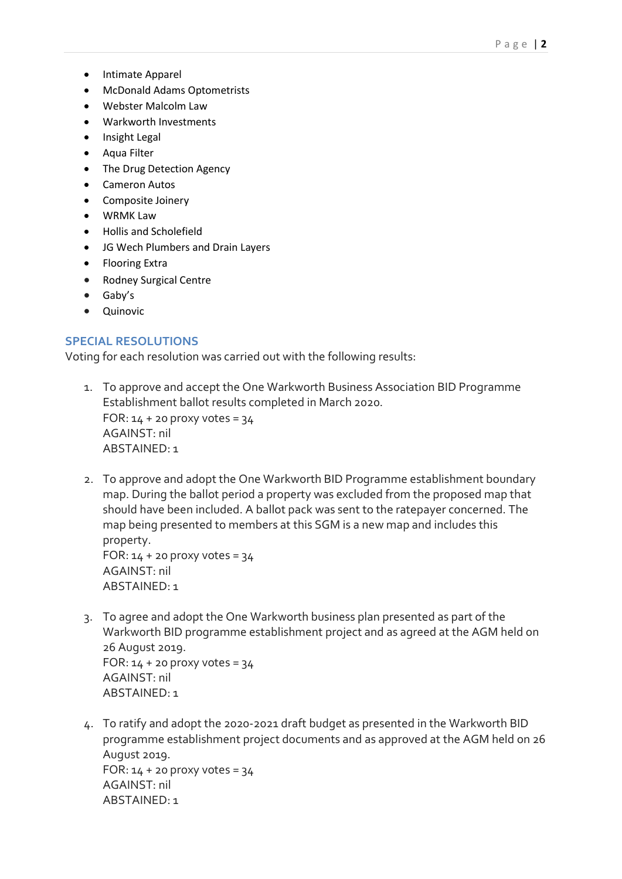- Intimate Apparel
- McDonald Adams Optometrists
- Webster Malcolm Law
- Warkworth Investments
- Insight Legal
- Aqua Filter
- The Drug Detection Agency
- Cameron Autos
- Composite Joinery
- WRMK Law
- Hollis and Scholefield
- JG Wech Plumbers and Drain Layers
- Flooring Extra
- Rodney Surgical Centre
- Gaby's
- Quinovic

## SPECIAL RESOLUTIONS

Voting for each resolution was carried out with the following results:

1. To approve and accept the One Warkworth Business Association BID Programme Establishment ballot results completed in March 2020.
   FOR: 14 + 20 proxy votes = 34
   AGAINST: nil
   ABSTAINED: 1

2. To approve and adopt the One Warkworth BID Programme establishment boundary map. During the ballot period a property was excluded from the proposed map that should have been included. A ballot pack was sent to the ratepayer concerned. The map being presented to members at this SGM is a new map and includes this property.
   FOR: 14 + 20 proxy votes = 34
   AGAINST: nil
   ABSTAINED: 1

3. To agree and adopt the One Warkworth business plan presented as part of the Warkworth BID programme establishment project and as agreed at the AGM held on 26 August 2019.
   FOR: 14 + 20 proxy votes = 34
   AGAINST: nil
   ABSTAINED: 1

4. To ratify and adopt the 2020-2021 draft budget as presented in the Warkworth BID programme establishment project documents and as approved at the AGM held on 26 August 2019.
   FOR: 14 + 20 proxy votes = 34
   AGAINST: nil
   ABSTAINED: 1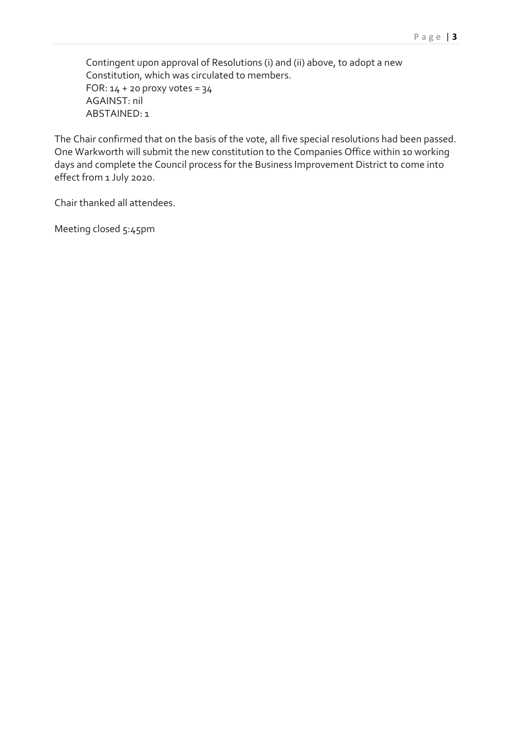Contingent upon approval of Resolutions (i) and (ii) above, to adopt a new Constitution, which was circulated to members.
FOR: 14 + 20 proxy votes = 34
AGAINST: nil
ABSTAINED: 1

The Chair confirmed that on the basis of the vote, all five special resolutions had been passed. One Warkworth will submit the new constitution to the Companies Office within 10 working days and complete the Council process for the Business Improvement District to come into effect from 1 July 2020.

Chair thanked all attendees.

Meeting closed 5:45pm